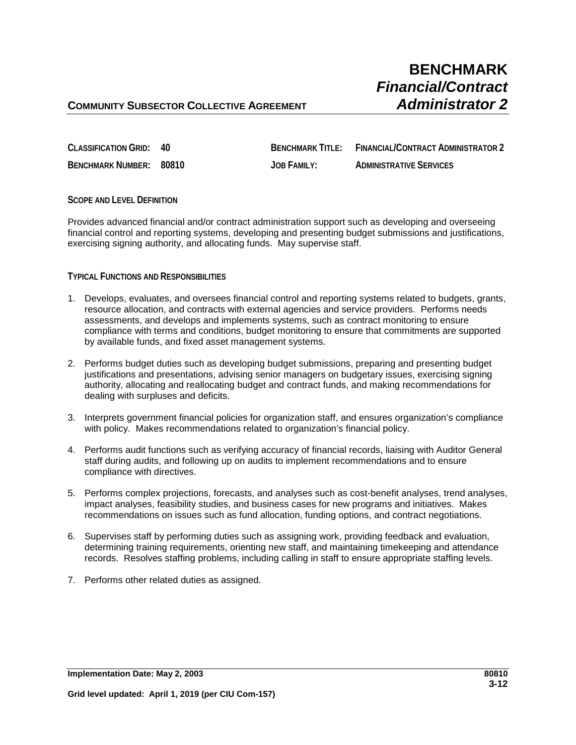# BENCHMARK *Financial/Contract Administrator 2*

**COMMUNITY SUBSECTOR COLLECTIVE AGREEMENT**

| | | | |
|---|---|---|---|
| **CLASSIFICATION GRID:** | **40** | **BENCHMARK TITLE:** | **FINANCIAL/CONTRACT ADMINISTRATOR 2** |
| **BENCHMARK NUMBER:** | **80810** | **JOB FAMILY:** | **ADMINISTRATIVE SERVICES** |

## SCOPE AND LEVEL DEFINITION

Provides advanced financial and/or contract administration support such as developing and overseeing financial control and reporting systems, developing and presenting budget submissions and justifications, exercising signing authority, and allocating funds. May supervise staff.

## TYPICAL FUNCTIONS AND RESPONSIBILITIES

1. Develops, evaluates, and oversees financial control and reporting systems related to budgets, grants, resource allocation, and contracts with external agencies and service providers. Performs needs assessments, and develops and implements systems, such as contract monitoring to ensure compliance with terms and conditions, budget monitoring to ensure that commitments are supported by available funds, and fixed asset management systems.

2. Performs budget duties such as developing budget submissions, preparing and presenting budget justifications and presentations, advising senior managers on budgetary issues, exercising signing authority, allocating and reallocating budget and contract funds, and making recommendations for dealing with surpluses and deficits.

3. Interprets government financial policies for organization staff, and ensures organization's compliance with policy. Makes recommendations related to organization's financial policy.

4. Performs audit functions such as verifying accuracy of financial records, liaising with Auditor General staff during audits, and following up on audits to implement recommendations and to ensure compliance with directives.

5. Performs complex projections, forecasts, and analyses such as cost-benefit analyses, trend analyses, impact analyses, feasibility studies, and business cases for new programs and initiatives. Makes recommendations on issues such as fund allocation, funding options, and contract negotiations.

6. Supervises staff by performing duties such as assigning work, providing feedback and evaluation, determining training requirements, orienting new staff, and maintaining timekeeping and attendance records. Resolves staffing problems, including calling in staff to ensure appropriate staffing levels.

7. Performs other related duties as assigned.

**Implementation Date: May 2, 2003** **80810**

**Grid level updated: April 1, 2019 (per CIU Com-157)**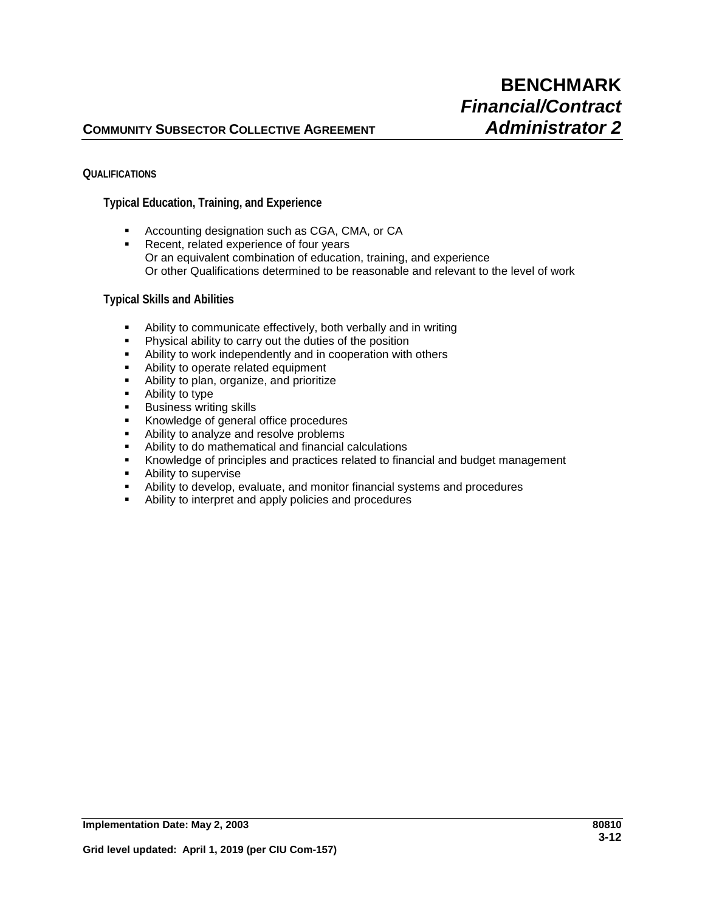## QUALIFICATIONS

### Typical Education, Training, and Experience

- Accounting designation such as CGA, CMA, or CA
- Recent, related experience of four years
  Or an equivalent combination of education, training, and experience
  Or other Qualifications determined to be reasonable and relevant to the level of work

### Typical Skills and Abilities

- Ability to communicate effectively, both verbally and in writing
- Physical ability to carry out the duties of the position
- Ability to work independently and in cooperation with others
- Ability to operate related equipment
- Ability to plan, organize, and prioritize
- Ability to type
- Business writing skills
- Knowledge of general office procedures
- Ability to analyze and resolve problems
- Ability to do mathematical and financial calculations
- Knowledge of principles and practices related to financial and budget management
- Ability to supervise
- Ability to develop, evaluate, and monitor financial systems and procedures
- Ability to interpret and apply policies and procedures